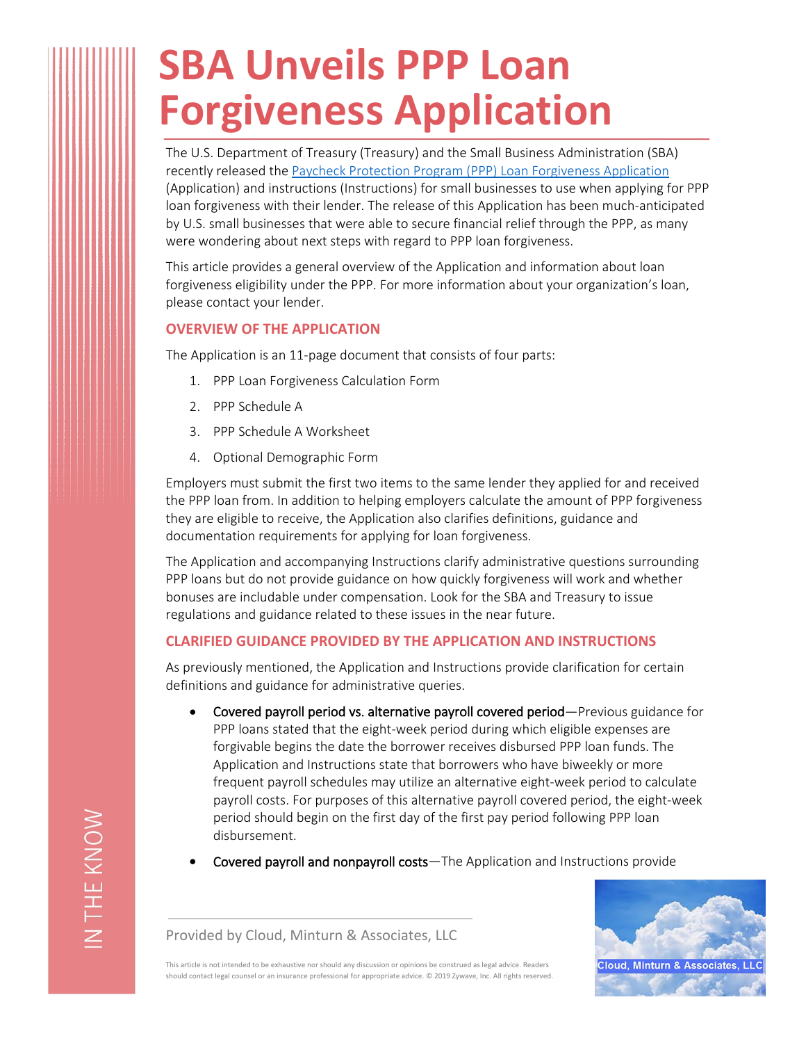# SBA Unveils PPP Loan Forgiveness Application

The U.S. Department of Treasury (Treasury) and the Small Business Administration (SBA) recently released the Paycheck Protection Program (PPP) Loan Forgiveness Application (Application) and instructions (Instructions) for small businesses to use when applying for PPP loan forgiveness with their lender. The release of this Application has been much-anticipated by U.S. small businesses that were able to secure financial relief through the PPP, as many were wondering about next steps with regard to PPP loan forgiveness.

This article provides a general overview of the Application and information about loan forgiveness eligibility under the PPP. For more information about your organization's loan, please contact your lender.

## OVERVIEW OF THE APPLICATION

The Application is an 11-page document that consists of four parts:

1. PPP Loan Forgiveness Calculation Form
2. PPP Schedule A
3. PPP Schedule A Worksheet
4. Optional Demographic Form

Employers must submit the first two items to the same lender they applied for and received the PPP loan from. In addition to helping employers calculate the amount of PPP forgiveness they are eligible to receive, the Application also clarifies definitions, guidance and documentation requirements for applying for loan forgiveness.

The Application and accompanying Instructions clarify administrative questions surrounding PPP loans but do not provide guidance on how quickly forgiveness will work and whether bonuses are includable under compensation. Look for the SBA and Treasury to issue regulations and guidance related to these issues in the near future.

## CLARIFIED GUIDANCE PROVIDED BY THE APPLICATION AND INSTRUCTIONS

As previously mentioned, the Application and Instructions provide clarification for certain definitions and guidance for administrative queries.

- Covered payroll period vs. alternative payroll covered period—Previous guidance for PPP loans stated that the eight-week period during which eligible expenses are forgivable begins the date the borrower receives disbursed PPP loan funds. The Application and Instructions state that borrowers who have biweekly or more frequent payroll schedules may utilize an alternative eight-week period to calculate payroll costs. For purposes of this alternative payroll covered period, the eight-week period should begin on the first day of the first pay period following PPP loan disbursement.
- Covered payroll and nonpayroll costs—The Application and Instructions provide

Provided by Cloud, Minturn & Associates, LLC

This article is not intended to be exhaustive nor should any discussion or opinions be construed as legal advice. Readers should contact legal counsel or an insurance professional for appropriate advice. © 2019 Zywave, Inc. All rights reserved.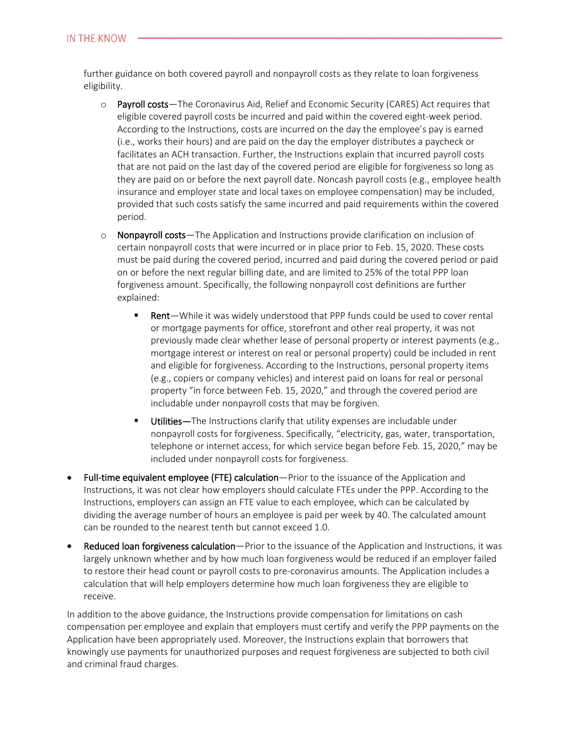further guidance on both covered payroll and nonpayroll costs as they relate to loan forgiveness eligibility.

- **Payroll costs**—The Coronavirus Aid, Relief and Economic Security (CARES) Act requires that eligible covered payroll costs be incurred and paid within the covered eight-week period. According to the Instructions, costs are incurred on the day the employee's pay is earned (i.e., works their hours) and are paid on the day the employer distributes a paycheck or facilitates an ACH transaction. Further, the Instructions explain that incurred payroll costs that are not paid on the last day of the covered period are eligible for forgiveness so long as they are paid on or before the next payroll date. Noncash payroll costs (e.g., employee health insurance and employer state and local taxes on employee compensation) may be included, provided that such costs satisfy the same incurred and paid requirements within the covered period.
- **Nonpayroll costs**—The Application and Instructions provide clarification on inclusion of certain nonpayroll costs that were incurred or in place prior to Feb. 15, 2020. These costs must be paid during the covered period, incurred and paid during the covered period or paid on or before the next regular billing date, and are limited to 25% of the total PPP loan forgiveness amount. Specifically, the following nonpayroll cost definitions are further explained:
  - **Rent**—While it was widely understood that PPP funds could be used to cover rental or mortgage payments for office, storefront and other real property, it was not previously made clear whether lease of personal property or interest payments (e.g., mortgage interest or interest on real or personal property) could be included in rent and eligible for forgiveness. According to the Instructions, personal property items (e.g., copiers or company vehicles) and interest paid on loans for real or personal property "in force between Feb. 15, 2020," and through the covered period are includable under nonpayroll costs that may be forgiven.
  - **Utilities**—The Instructions clarify that utility expenses are includable under nonpayroll costs for forgiveness. Specifically, "electricity, gas, water, transportation, telephone or internet access, for which service began before Feb. 15, 2020," may be included under nonpayroll costs for forgiveness.

- **Full-time equivalent employee (FTE) calculation**—Prior to the issuance of the Application and Instructions, it was not clear how employers should calculate FTEs under the PPP. According to the Instructions, employers can assign an FTE value to each employee, which can be calculated by dividing the average number of hours an employee is paid per week by 40. The calculated amount can be rounded to the nearest tenth but cannot exceed 1.0.
- **Reduced loan forgiveness calculation**—Prior to the issuance of the Application and Instructions, it was largely unknown whether and by how much loan forgiveness would be reduced if an employer failed to restore their head count or payroll costs to pre-coronavirus amounts. The Application includes a calculation that will help employers determine how much loan forgiveness they are eligible to receive.

In addition to the above guidance, the Instructions provide compensation for limitations on cash compensation per employee and explain that employers must certify and verify the PPP payments on the Application have been appropriately used. Moreover, the Instructions explain that borrowers that knowingly use payments for unauthorized purposes and request forgiveness are subjected to both civil and criminal fraud charges.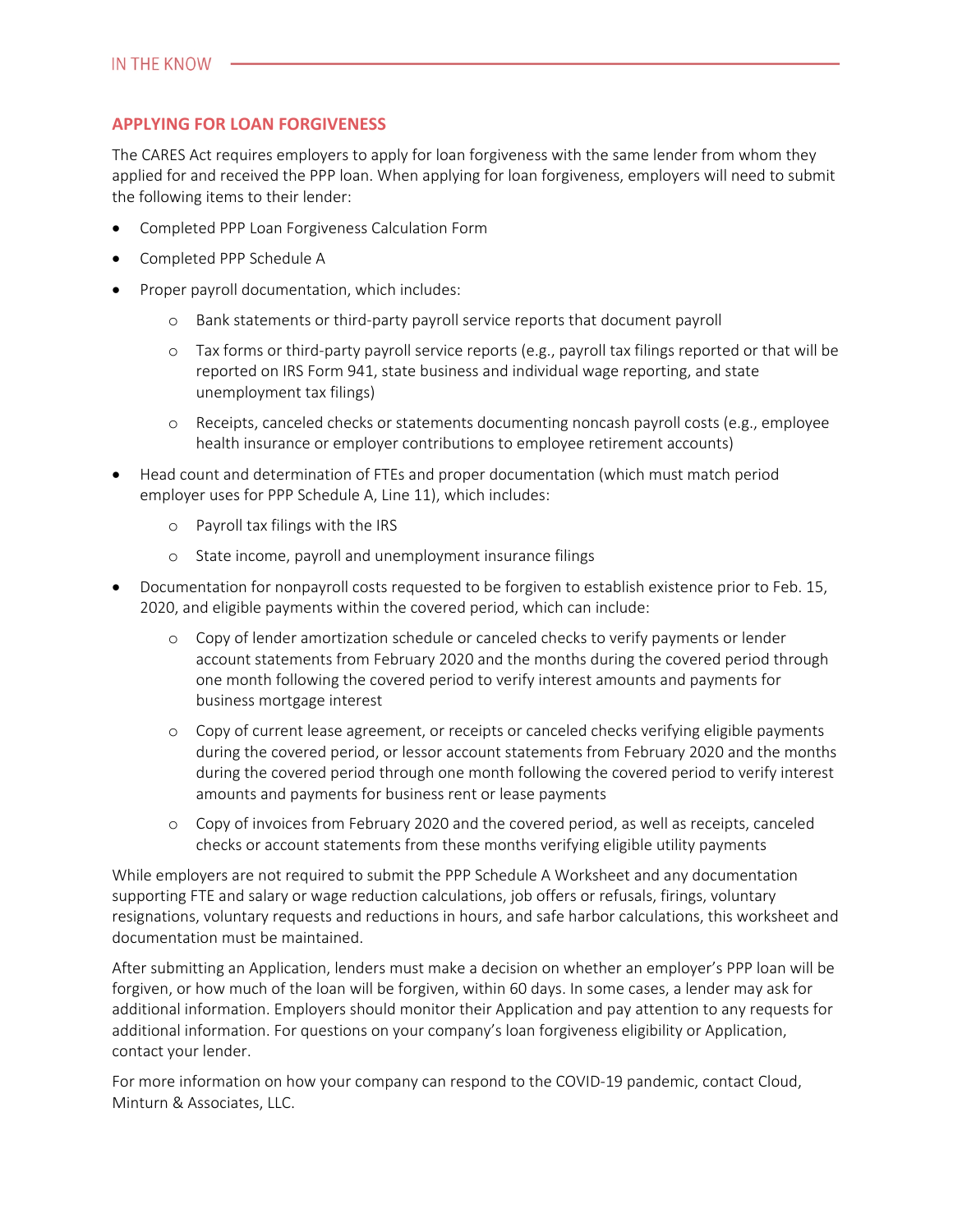## APPLYING FOR LOAN FORGIVENESS

The CARES Act requires employers to apply for loan forgiveness with the same lender from whom they applied for and received the PPP loan. When applying for loan forgiveness, employers will need to submit the following items to their lender:

- Completed PPP Loan Forgiveness Calculation Form
- Completed PPP Schedule A
- Proper payroll documentation, which includes:
  - Bank statements or third-party payroll service reports that document payroll
  - Tax forms or third-party payroll service reports (e.g., payroll tax filings reported or that will be reported on IRS Form 941, state business and individual wage reporting, and state unemployment tax filings)
  - Receipts, canceled checks or statements documenting noncash payroll costs (e.g., employee health insurance or employer contributions to employee retirement accounts)
- Head count and determination of FTEs and proper documentation (which must match period employer uses for PPP Schedule A, Line 11), which includes:
  - Payroll tax filings with the IRS
  - State income, payroll and unemployment insurance filings
- Documentation for nonpayroll costs requested to be forgiven to establish existence prior to Feb. 15, 2020, and eligible payments within the covered period, which can include:
  - Copy of lender amortization schedule or canceled checks to verify payments or lender account statements from February 2020 and the months during the covered period through one month following the covered period to verify interest amounts and payments for business mortgage interest
  - Copy of current lease agreement, or receipts or canceled checks verifying eligible payments during the covered period, or lessor account statements from February 2020 and the months during the covered period through one month following the covered period to verify interest amounts and payments for business rent or lease payments
  - Copy of invoices from February 2020 and the covered period, as well as receipts, canceled checks or account statements from these months verifying eligible utility payments

While employers are not required to submit the PPP Schedule A Worksheet and any documentation supporting FTE and salary or wage reduction calculations, job offers or refusals, firings, voluntary resignations, voluntary requests and reductions in hours, and safe harbor calculations, this worksheet and documentation must be maintained.

After submitting an Application, lenders must make a decision on whether an employer's PPP loan will be forgiven, or how much of the loan will be forgiven, within 60 days. In some cases, a lender may ask for additional information. Employers should monitor their Application and pay attention to any requests for additional information. For questions on your company's loan forgiveness eligibility or Application, contact your lender.

For more information on how your company can respond to the COVID-19 pandemic, contact Cloud, Minturn & Associates, LLC.